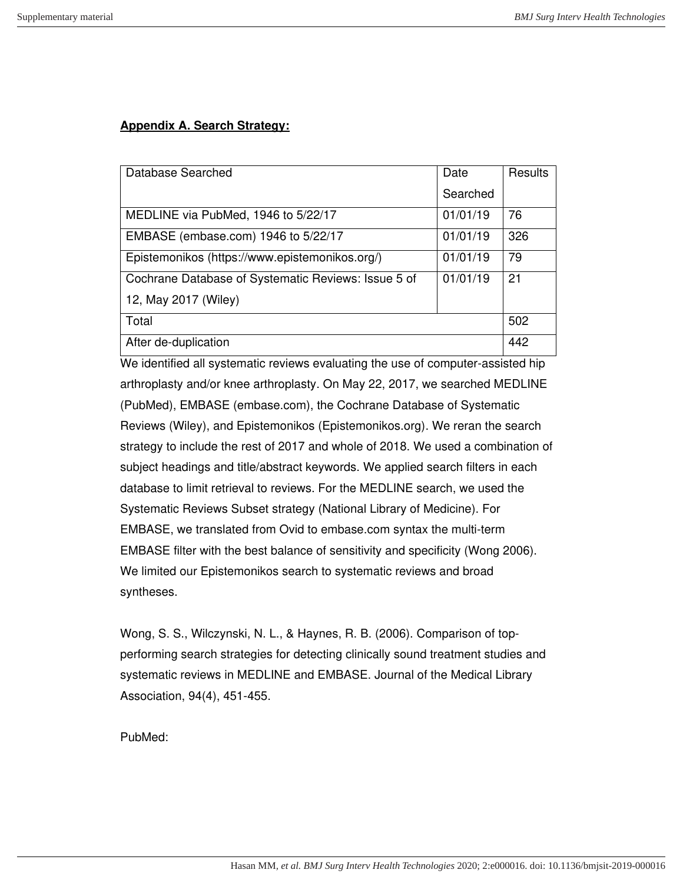**Appendix A. Search Strategy:**

| Database Searched | Date Searched | Results |
| --- | --- | --- |
| MEDLINE via PubMed, 1946 to 5/22/17 | 01/01/19 | 76 |
| EMBASE (embase.com) 1946 to 5/22/17 | 01/01/19 | 326 |
| Epistemonikos (https://www.epistemonikos.org/) | 01/01/19 | 79 |
| Cochrane Database of Systematic Reviews: Issue 5 of 12, May 2017 (Wiley) | 01/01/19 | 21 |
| Total | | 502 |
| After de-duplication | | 442 |

We identified all systematic reviews evaluating the use of computer-assisted hip arthroplasty and/or knee arthroplasty. On May 22, 2017, we searched MEDLINE (PubMed), EMBASE (embase.com), the Cochrane Database of Systematic Reviews (Wiley), and Epistemonikos (Epistemonikos.org). We reran the search strategy to include the rest of 2017 and whole of 2018. We used a combination of subject headings and title/abstract keywords. We applied search filters in each database to limit retrieval to reviews. For the MEDLINE search, we used the Systematic Reviews Subset strategy (National Library of Medicine). For EMBASE, we translated from Ovid to embase.com syntax the multi-term EMBASE filter with the best balance of sensitivity and specificity (Wong 2006). We limited our Epistemonikos search to systematic reviews and broad syntheses.

Wong, S. S., Wilczynski, N. L., & Haynes, R. B. (2006). Comparison of top-performing search strategies for detecting clinically sound treatment studies and systematic reviews in MEDLINE and EMBASE. Journal of the Medical Library Association, 94(4), 451-455.

PubMed: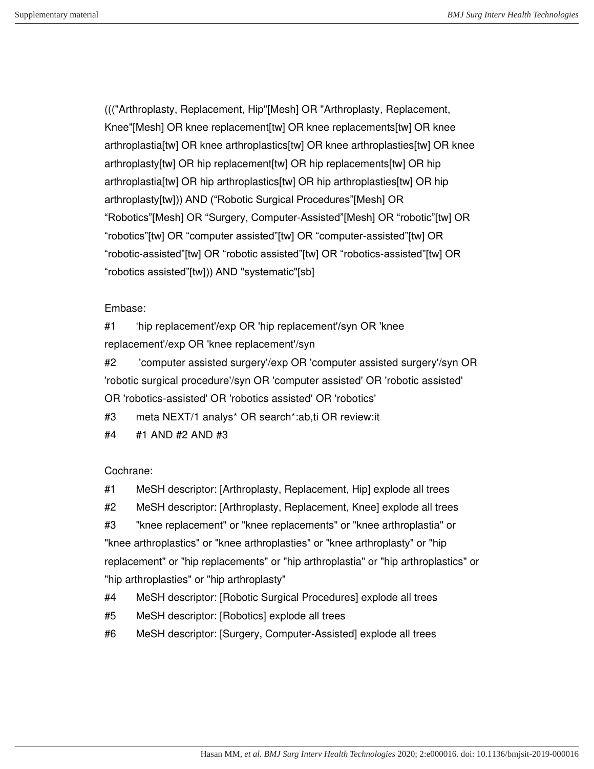((("Arthroplasty, Replacement, Hip"[Mesh] OR "Arthroplasty, Replacement, Knee"[Mesh] OR knee replacement[tw] OR knee replacements[tw] OR knee arthroplastia[tw] OR knee arthroplastics[tw] OR knee arthroplasties[tw] OR knee arthroplasty[tw] OR hip replacement[tw] OR hip replacements[tw] OR hip arthroplastia[tw] OR hip arthroplastics[tw] OR hip arthroplasties[tw] OR hip arthroplasty[tw])) AND (“Robotic Surgical Procedures”[Mesh] OR “Robotics”[Mesh] OR “Surgery, Computer-Assisted”[Mesh] OR “robotic”[tw] OR “robotics”[tw] OR “computer assisted”[tw] OR “computer-assisted”[tw] OR “robotic-assisted”[tw] OR “robotic assisted”[tw] OR “robotics-assisted”[tw] OR “robotics assisted”[tw])) AND "systematic"[sb]

Embase:

#1 ‘hip replacement'/exp OR 'hip replacement'/syn OR 'knee replacement'/exp OR 'knee replacement'/syn

#2 'computer assisted surgery'/exp OR 'computer assisted surgery'/syn OR 'robotic surgical procedure'/syn OR 'computer assisted' OR 'robotic assisted' OR 'robotics-assisted' OR 'robotics assisted' OR 'robotics'

#3 meta NEXT/1 analys* OR search*:ab,ti OR review:it

#4 #1 AND #2 AND #3

Cochrane:

#1 MeSH descriptor: [Arthroplasty, Replacement, Hip] explode all trees

#2 MeSH descriptor: [Arthroplasty, Replacement, Knee] explode all trees

#3 "knee replacement" or "knee replacements" or "knee arthroplastia" or "knee arthroplastics" or "knee arthroplasties" or "knee arthroplasty" or "hip replacement" or "hip replacements" or "hip arthroplastia" or "hip arthroplastics" or "hip arthroplasties" or "hip arthroplasty"

#4 MeSH descriptor: [Robotic Surgical Procedures] explode all trees

#5 MeSH descriptor: [Robotics] explode all trees

#6 MeSH descriptor: [Surgery, Computer-Assisted] explode all trees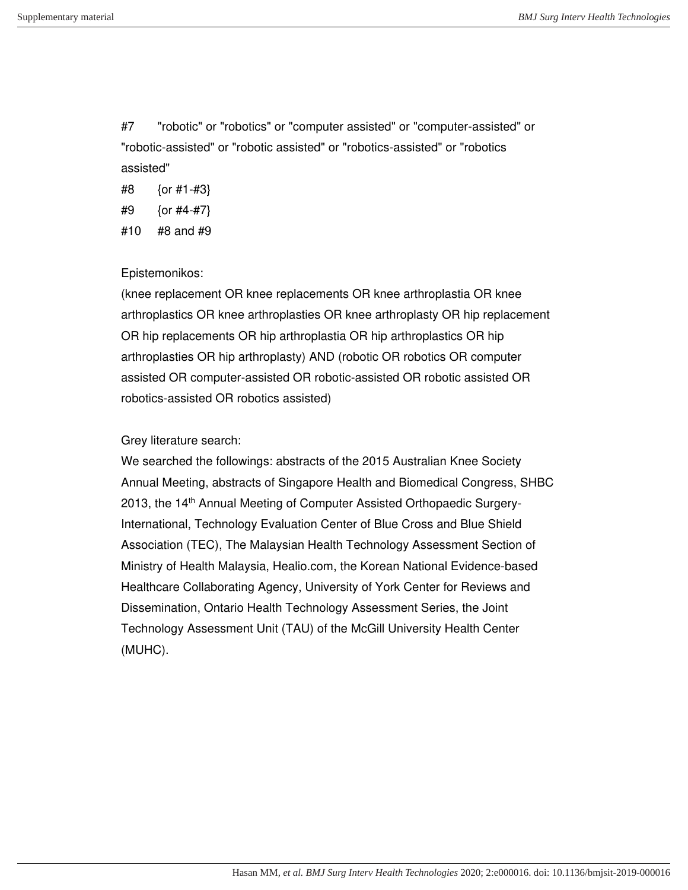#7 "robotic" or "robotics" or "computer assisted" or "computer-assisted" or "robotic-assisted" or "robotic assisted" or "robotics-assisted" or "robotics assisted"

#8 {or #1-#3}

#9 {or #4-#7}

#10 #8 and #9

Epistemonikos:

(knee replacement OR knee replacements OR knee arthroplastia OR knee arthroplastics OR knee arthroplasties OR knee arthroplasty OR hip replacement OR hip replacements OR hip arthroplastia OR hip arthroplastics OR hip arthroplasties OR hip arthroplasty) AND (robotic OR robotics OR computer assisted OR computer-assisted OR robotic-assisted OR robotic assisted OR robotics-assisted OR robotics assisted)

Grey literature search:

We searched the followings: abstracts of the 2015 Australian Knee Society Annual Meeting, abstracts of Singapore Health and Biomedical Congress, SHBC 2013, the 14th Annual Meeting of Computer Assisted Orthopaedic Surgery-International, Technology Evaluation Center of Blue Cross and Blue Shield Association (TEC), The Malaysian Health Technology Assessment Section of Ministry of Health Malaysia, Healio.com, the Korean National Evidence-based Healthcare Collaborating Agency, University of York Center for Reviews and Dissemination, Ontario Health Technology Assessment Series, the Joint Technology Assessment Unit (TAU) of the McGill University Health Center (MUHC).